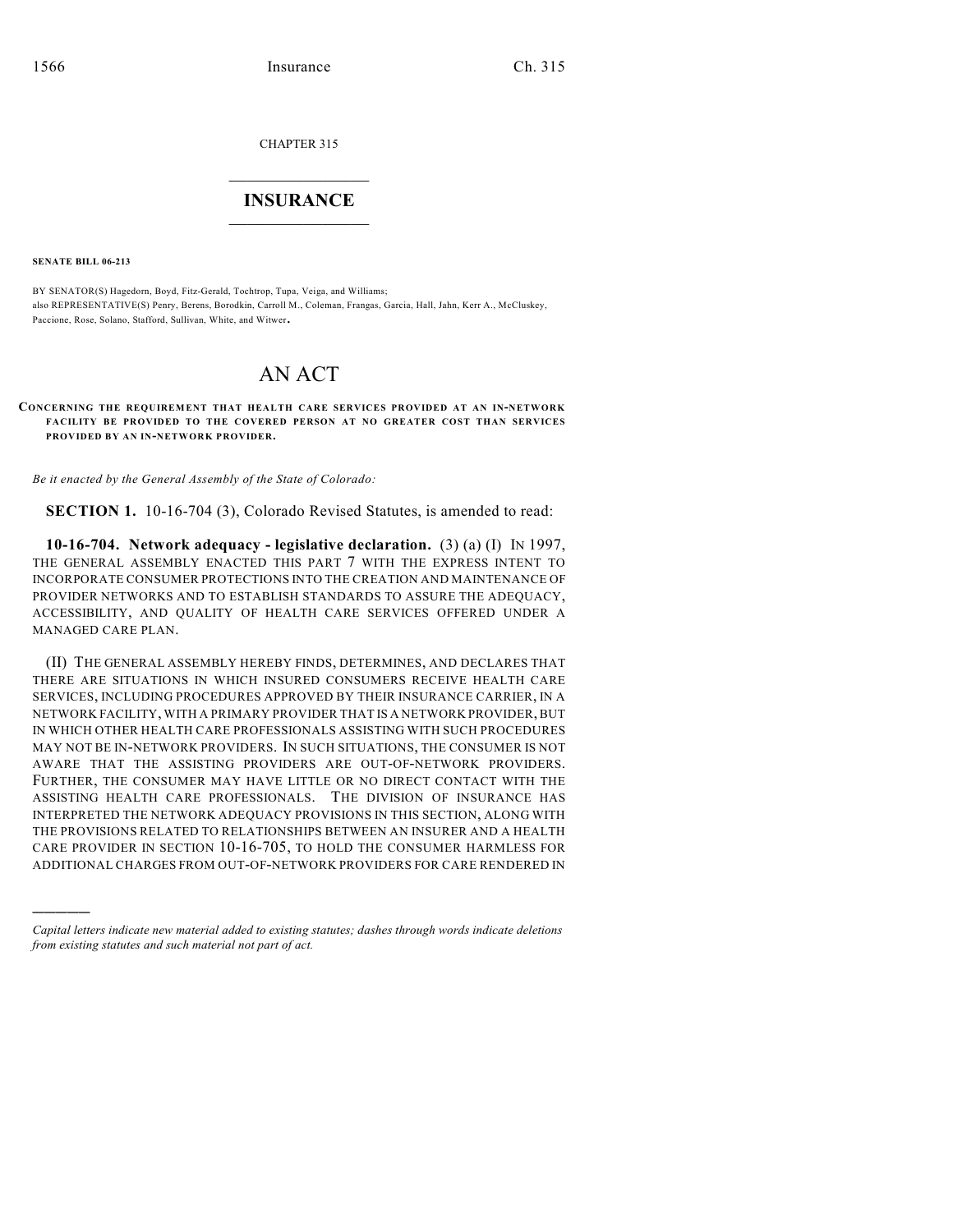CHAPTER 315

# INSURANCE

**SENATE BILL 06-213**

BY SENATOR(S) Hagedorn, Boyd, Fitz-Gerald, Tochtrop, Tupa, Veiga, and Williams;
also REPRESENTATIVE(S) Penry, Berens, Borodkin, Carroll M., Coleman, Frangas, Garcia, Hall, Jahn, Kerr A., McCluskey, Paccione, Rose, Solano, Stafford, Sullivan, White, and Witwer.

# AN ACT

**CONCERNING THE REQUIREMENT THAT HEALTH CARE SERVICES PROVIDED AT AN IN-NETWORK FACILITY BE PROVIDED TO THE COVERED PERSON AT NO GREATER COST THAN SERVICES PROVIDED BY AN IN-NETWORK PROVIDER.**

*Be it enacted by the General Assembly of the State of Colorado:*

**SECTION 1.** 10-16-704 (3), Colorado Revised Statutes, is amended to read:

**10-16-704. Network adequacy - legislative declaration.** (3) (a) (I) IN 1997, THE GENERAL ASSEMBLY ENACTED THIS PART 7 WITH THE EXPRESS INTENT TO INCORPORATE CONSUMER PROTECTIONS INTO THE CREATION AND MAINTENANCE OF PROVIDER NETWORKS AND TO ESTABLISH STANDARDS TO ASSURE THE ADEQUACY, ACCESSIBILITY, AND QUALITY OF HEALTH CARE SERVICES OFFERED UNDER A MANAGED CARE PLAN.

(II) THE GENERAL ASSEMBLY HEREBY FINDS, DETERMINES, AND DECLARES THAT THERE ARE SITUATIONS IN WHICH INSURED CONSUMERS RECEIVE HEALTH CARE SERVICES, INCLUDING PROCEDURES APPROVED BY THEIR INSURANCE CARRIER, IN A NETWORK FACILITY, WITH A PRIMARY PROVIDER THAT IS A NETWORK PROVIDER, BUT IN WHICH OTHER HEALTH CARE PROFESSIONALS ASSISTING WITH SUCH PROCEDURES MAY NOT BE IN-NETWORK PROVIDERS. IN SUCH SITUATIONS, THE CONSUMER IS NOT AWARE THAT THE ASSISTING PROVIDERS ARE OUT-OF-NETWORK PROVIDERS. FURTHER, THE CONSUMER MAY HAVE LITTLE OR NO DIRECT CONTACT WITH THE ASSISTING HEALTH CARE PROFESSIONALS. THE DIVISION OF INSURANCE HAS INTERPRETED THE NETWORK ADEQUACY PROVISIONS IN THIS SECTION, ALONG WITH THE PROVISIONS RELATED TO RELATIONSHIPS BETWEEN AN INSURER AND A HEALTH CARE PROVIDER IN SECTION 10-16-705, TO HOLD THE CONSUMER HARMLESS FOR ADDITIONAL CHARGES FROM OUT-OF-NETWORK PROVIDERS FOR CARE RENDERED IN

---

*Capital letters indicate new material added to existing statutes; dashes through words indicate deletions from existing statutes and such material not part of act.*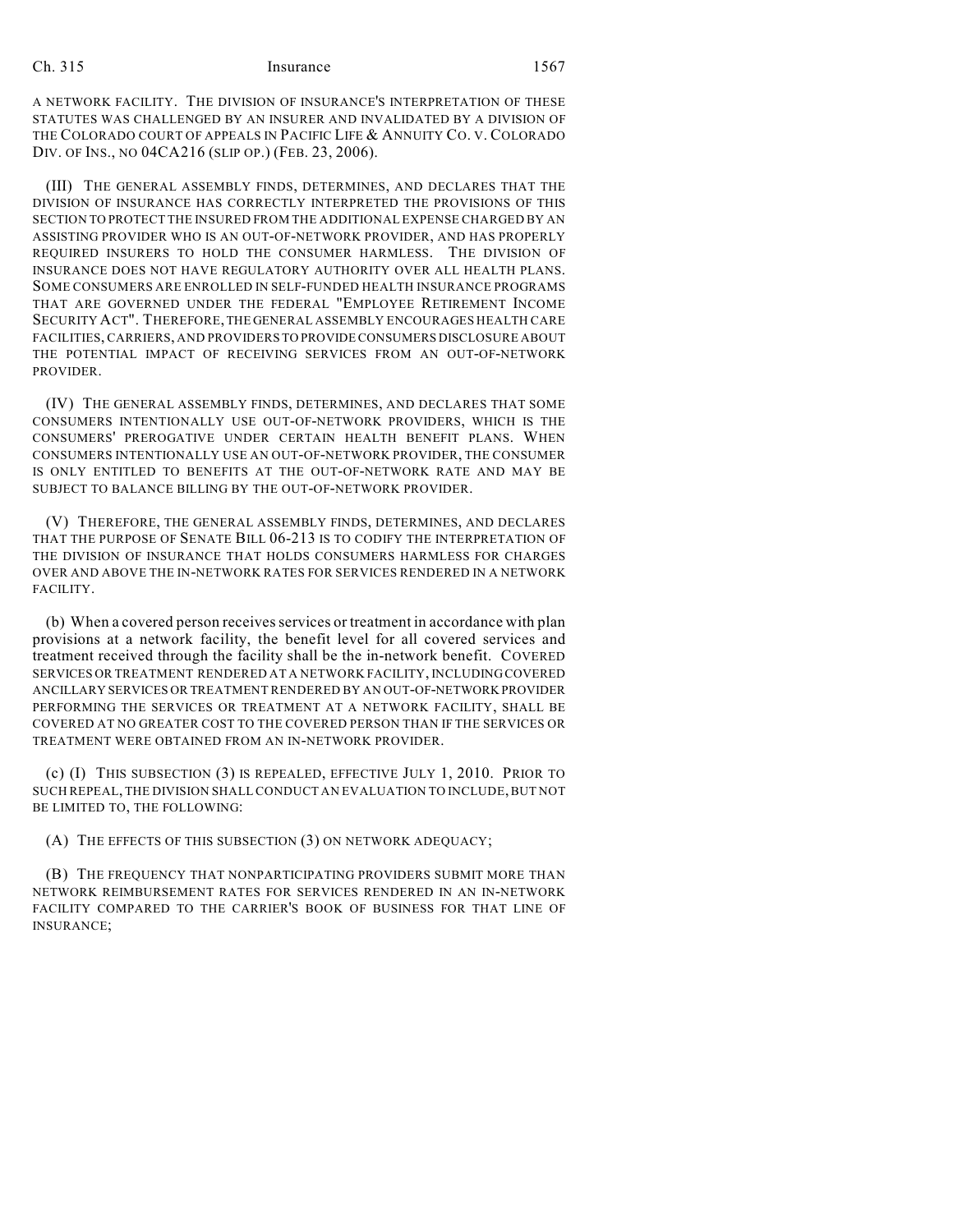A NETWORK FACILITY. THE DIVISION OF INSURANCE'S INTERPRETATION OF THESE STATUTES WAS CHALLENGED BY AN INSURER AND INVALIDATED BY A DIVISION OF THE COLORADO COURT OF APPEALS IN PACIFIC LIFE & ANNUITY CO. V. COLORADO DIV. OF INS., NO 04CA216 (SLIP OP.) (FEB. 23, 2006).

(III) THE GENERAL ASSEMBLY FINDS, DETERMINES, AND DECLARES THAT THE DIVISION OF INSURANCE HAS CORRECTLY INTERPRETED THE PROVISIONS OF THIS SECTION TO PROTECT THE INSURED FROM THE ADDITIONAL EXPENSE CHARGED BY AN ASSISTING PROVIDER WHO IS AN OUT-OF-NETWORK PROVIDER, AND HAS PROPERLY REQUIRED INSURERS TO HOLD THE CONSUMER HARMLESS. THE DIVISION OF INSURANCE DOES NOT HAVE REGULATORY AUTHORITY OVER ALL HEALTH PLANS. SOME CONSUMERS ARE ENROLLED IN SELF-FUNDED HEALTH INSURANCE PROGRAMS THAT ARE GOVERNED UNDER THE FEDERAL "EMPLOYEE RETIREMENT INCOME SECURITY ACT". THEREFORE, THE GENERAL ASSEMBLY ENCOURAGES HEALTH CARE FACILITIES, CARRIERS, AND PROVIDERS TO PROVIDE CONSUMERS DISCLOSURE ABOUT THE POTENTIAL IMPACT OF RECEIVING SERVICES FROM AN OUT-OF-NETWORK PROVIDER.

(IV) THE GENERAL ASSEMBLY FINDS, DETERMINES, AND DECLARES THAT SOME CONSUMERS INTENTIONALLY USE OUT-OF-NETWORK PROVIDERS, WHICH IS THE CONSUMERS' PREROGATIVE UNDER CERTAIN HEALTH BENEFIT PLANS. WHEN CONSUMERS INTENTIONALLY USE AN OUT-OF-NETWORK PROVIDER, THE CONSUMER IS ONLY ENTITLED TO BENEFITS AT THE OUT-OF-NETWORK RATE AND MAY BE SUBJECT TO BALANCE BILLING BY THE OUT-OF-NETWORK PROVIDER.

(V) THEREFORE, THE GENERAL ASSEMBLY FINDS, DETERMINES, AND DECLARES THAT THE PURPOSE OF SENATE BILL 06-213 IS TO CODIFY THE INTERPRETATION OF THE DIVISION OF INSURANCE THAT HOLDS CONSUMERS HARMLESS FOR CHARGES OVER AND ABOVE THE IN-NETWORK RATES FOR SERVICES RENDERED IN A NETWORK FACILITY.

(b) When a covered person receives services or treatment in accordance with plan provisions at a network facility, the benefit level for all covered services and treatment received through the facility shall be the in-network benefit. COVERED SERVICES OR TREATMENT RENDERED AT A NETWORK FACILITY, INCLUDING COVERED ANCILLARY SERVICES OR TREATMENT RENDERED BY AN OUT-OF-NETWORK PROVIDER PERFORMING THE SERVICES OR TREATMENT AT A NETWORK FACILITY, SHALL BE COVERED AT NO GREATER COST TO THE COVERED PERSON THAN IF THE SERVICES OR TREATMENT WERE OBTAINED FROM AN IN-NETWORK PROVIDER.

(c) (I) THIS SUBSECTION (3) IS REPEALED, EFFECTIVE JULY 1, 2010. PRIOR TO SUCH REPEAL, THE DIVISION SHALL CONDUCT AN EVALUATION TO INCLUDE, BUT NOT BE LIMITED TO, THE FOLLOWING:

(A) THE EFFECTS OF THIS SUBSECTION (3) ON NETWORK ADEQUACY;

(B) THE FREQUENCY THAT NONPARTICIPATING PROVIDERS SUBMIT MORE THAN NETWORK REIMBURSEMENT RATES FOR SERVICES RENDERED IN AN IN-NETWORK FACILITY COMPARED TO THE CARRIER'S BOOK OF BUSINESS FOR THAT LINE OF INSURANCE;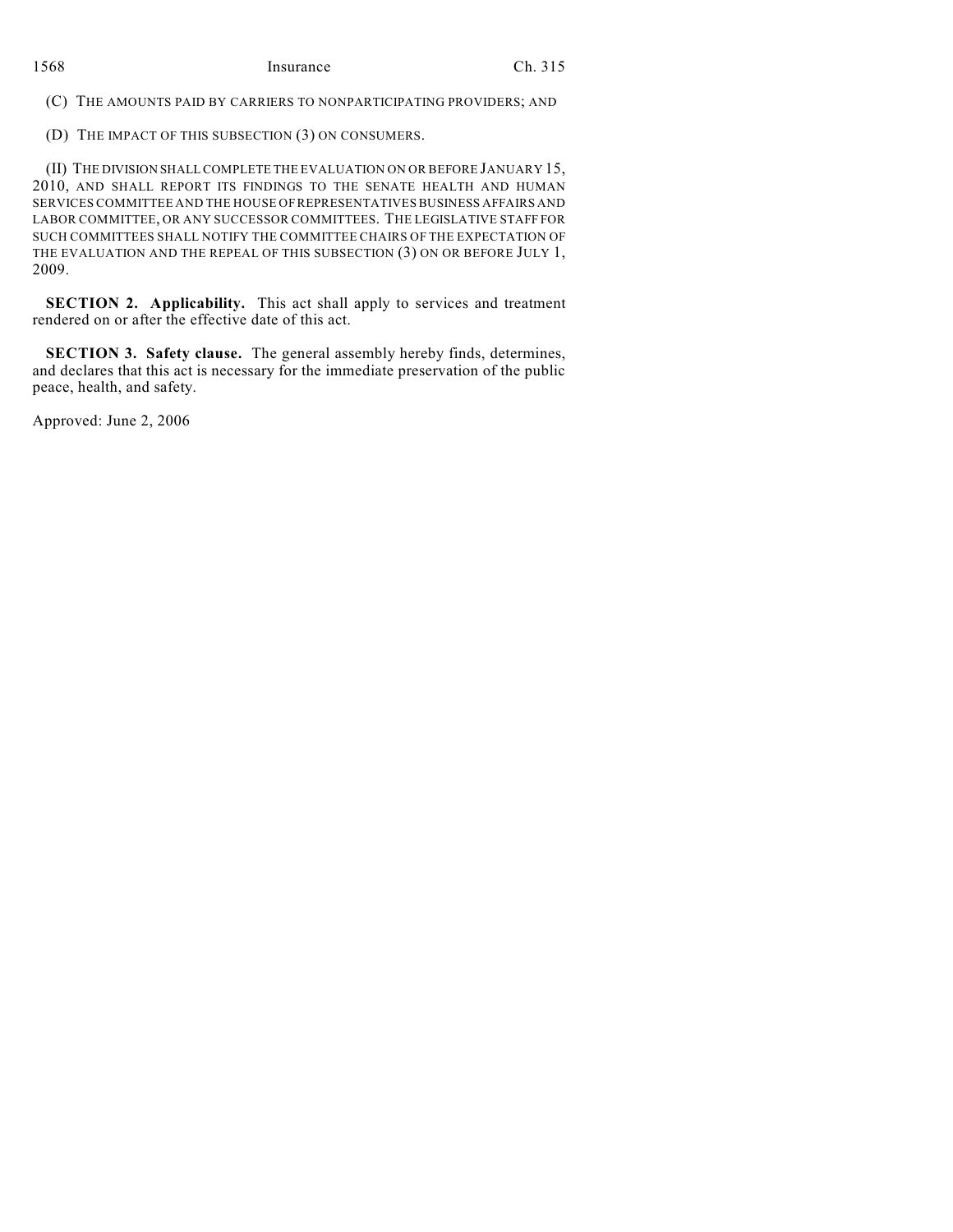(C) THE AMOUNTS PAID BY CARRIERS TO NONPARTICIPATING PROVIDERS; AND

(D) THE IMPACT OF THIS SUBSECTION (3) ON CONSUMERS.

(II) THE DIVISION SHALL COMPLETE THE EVALUATION ON OR BEFORE JANUARY 15, 2010, AND SHALL REPORT ITS FINDINGS TO THE SENATE HEALTH AND HUMAN SERVICES COMMITTEE AND THE HOUSE OF REPRESENTATIVES BUSINESS AFFAIRS AND LABOR COMMITTEE, OR ANY SUCCESSOR COMMITTEES. THE LEGISLATIVE STAFF FOR SUCH COMMITTEES SHALL NOTIFY THE COMMITTEE CHAIRS OF THE EXPECTATION OF THE EVALUATION AND THE REPEAL OF THIS SUBSECTION (3) ON OR BEFORE JULY 1, 2009.

**SECTION 2. Applicability.** This act shall apply to services and treatment rendered on or after the effective date of this act.

**SECTION 3. Safety clause.** The general assembly hereby finds, determines, and declares that this act is necessary for the immediate preservation of the public peace, health, and safety.

Approved: June 2, 2006